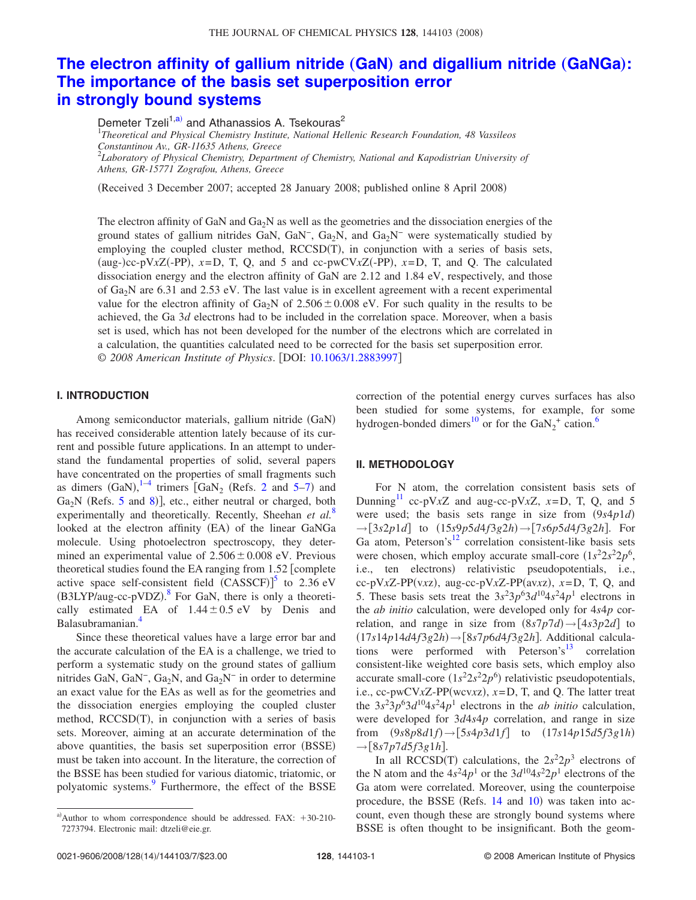# The electron affinity of gallium nitride (GaN) and digallium nitride (GaNGa): The importance of the basis set superposition error in strongly bound systems

Demeter Tzeli[1,a)] and Athanassios A. Tsekouras[2]

[1]*Theoretical and Physical Chemistry Institute, National Hellenic Research Foundation, 48 Vassileos Constantinou Av., GR-11635 Athens, Greece*

[2]*Laboratory of Physical Chemistry, Department of Chemistry, National and Kapodistrian University of Athens, GR-15771 Zografou, Athens, Greece*

(Received 3 December 2007; accepted 28 January 2008; published online 8 April 2008)

The electron affinity of GaN and $Ga_2N$ as well as the geometries and the dissociation energies of the ground states of gallium nitrides GaN, $GaN^-$, $Ga_2N$, and $Ga_2N^-$ were systematically studied by employing the coupled cluster method, RCCSD(T), in conjunction with a series of basis sets, (aug-)cc-pV$x$Z(-PP), $x$=D, T, Q, and 5 and cc-pwCV$x$Z(-PP), $x$=D, T, and Q. The calculated dissociation energy and the electron affinity of GaN are 2.12 and 1.84 eV, respectively, and those of $Ga_2N$ are 6.31 and 2.53 eV. The last value is in excellent agreement with a recent experimental value for the electron affinity of $Ga_2N$ of $2.506 \pm 0.008$ eV. For such quality in the results to be achieved, the Ga $3d$ electrons had to be included in the correlation space. Moreover, when a basis set is used, which has not been developed for the number of the electrons which are correlated in a calculation, the quantities calculated need to be corrected for the basis set superposition error. © *2008 American Institute of Physics*. [DOI: 10.1063/1.2883997]

## I. INTRODUCTION

Among semiconductor materials, gallium nitride (GaN) has received considerable attention lately because of its current and possible future applications. In an attempt to understand the fundamental properties of solid, several papers have concentrated on the properties of small fragments such as dimers (GaN),[1–4] trimers [$GaN_2$ (Refs. 2 and 5–7) and $Ga_2N$ (Refs. 5 and 8)], etc., either neutral or charged, both experimentally and theoretically. Recently, Sheehan *et al.*[8] looked at the electron affinity (EA) of the linear GaNGa molecule. Using photoelectron spectroscopy, they determined an experimental value of $2.506 \pm 0.008$ eV. Previous theoretical studies found the EA ranging from 1.52 [complete active space self-consistent field (CASSCF)][5] to 2.36 eV (B3LYP/aug-cc-pVDZ).[8] For GaN, there is only a theoretically estimated EA of $1.44 \pm 0.5$ eV by Denis and Balasubramanian.[4]

Since these theoretical values have a large error bar and the accurate calculation of the EA is a challenge, we tried to perform a systematic study on the ground states of gallium nitrides GaN, $GaN^-$, $Ga_2N$, and $Ga_2N^-$ in order to determine an exact value for the EAs as well as for the geometries and the dissociation energies employing the coupled cluster method, RCCSD(T), in conjunction with a series of basis sets. Moreover, aiming at an accurate determination of the above quantities, the basis set superposition error (BSSE) must be taken into account. In the literature, the correction of the BSSE has been studied for various diatomic, triatomic, or polyatomic systems.[9] Furthermore, the effect of the BSSE correction of the potential energy curves surfaces has also been studied for some systems, for example, for some hydrogen-bonded dimers[10] or for the $GaN_2^+$ cation.[6]

## II. METHODOLOGY

For N atom, the correlation consistent basis sets of Dunning[11] cc-pV$x$Z and aug-cc-pV$x$Z, $x$=D, T, Q, and 5 were used; the basis sets range in size from $(9s4p1d) \to [3s2p1d]$ to $(15s9p5d4f3g2h) \to [7s6p5d4f3g2h]$. For Ga atom, Peterson's[12] correlation consistent-like basis sets were chosen, which employ accurate small-core ($1s^22s^22p^6$, i.e., ten electrons) relativistic pseudopotentials, i.e., cc-pV$x$Z-PP(v$x$z), aug-cc-pV$x$Z-PP(av$x$z), $x$=D, T, Q, and 5. These basis sets treat the $3s^23p^63d^{10}4s^24p^1$ electrons in the *ab initio* calculation, were developed only for $4s4p$ correlation, and range in size from $(8s7p7d) \to [4s3p2d]$ to $(17s14p14d4f3g2h) \to [8s7p6d4f3g2h]$. Additional calculations were performed with Peterson's[13] correlation consistent-like weighted core basis sets, which employ also accurate small-core ($1s^22s^22p^6$) relativistic pseudopotentials, i.e., cc-pwCV$x$Z-PP(wcv$x$z), $x$=D, T, and Q. The latter treat the $3s^23p^63d^{10}4s^24p^1$ electrons in the *ab initio* calculation, were developed for $3d4s4p$ correlation, and range in size from $(9s8p8d1f) \to [5s4p3d1f]$ to $(17s14p15d5f3g1h) \to [8s7p7d5f3g1h]$.

In all RCCSD(T) calculations, the $2s^22p^3$ electrons of the N atom and the $4s^24p^1$ or the $3d^{10}4s^22p^1$ electrons of the Ga atom were correlated. Moreover, using the counterpoise procedure, the BSSE (Refs. 14 and 10) was taken into account, even though these are strongly bound systems where BSSE is often thought to be insignificant. Both the geom-

---

a)Author to whom correspondence should be addressed. FAX: +30-210-7273794. Electronic mail: dtzeli@eie.gr.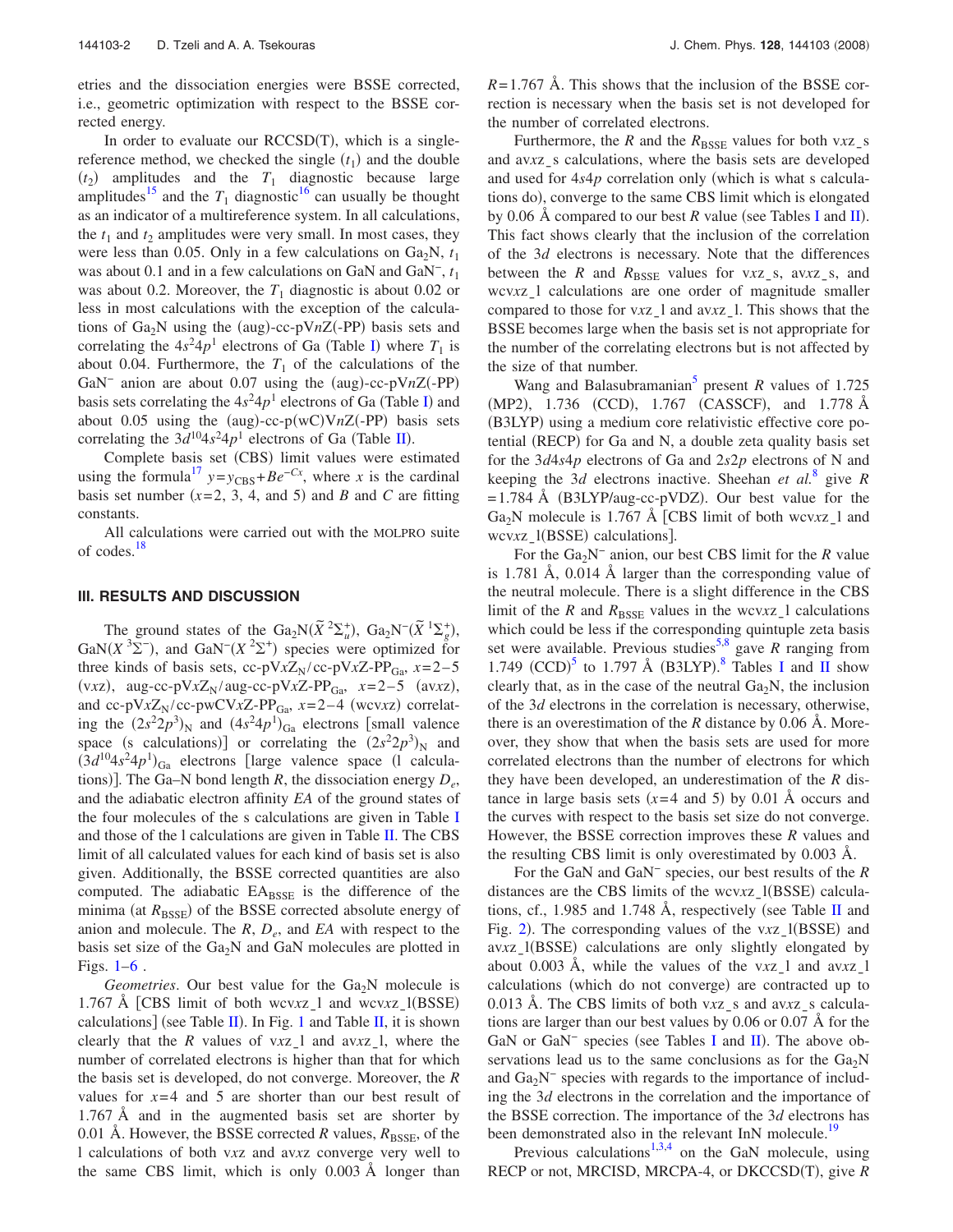etries and the dissociation energies were BSSE corrected, i.e., geometric optimization with respect to the BSSE corrected energy.

In order to evaluate our RCCSD(T), which is a single-reference method, we checked the single ($t_1$) and the double ($t_2$) amplitudes and the $T_1$ diagnostic because large amplitudes[15] and the $T_1$ diagnostic[16] can usually be thought as an indicator of a multireference system. In all calculations, the $t_1$ and $t_2$ amplitudes were very small. In most cases, they were less than 0.05. Only in a few calculations on $Ga_2N$, $t_1$ was about 0.1 and in a few calculations on GaN and $GaN^-$, $t_1$ was about 0.2. Moreover, the $T_1$ diagnostic is about 0.02 or less in most calculations with the exception of the calculations of $Ga_2N$ using the (aug)-cc-pV$n$Z(-PP) basis sets and correlating the $4s^24p^1$ electrons of Ga (Table I) where $T_1$ is about 0.04. Furthermore, the $T_1$ of the calculations of the $GaN^-$ anion are about 0.07 using the (aug)-cc-pV$n$Z(-PP) basis sets correlating the $4s^24p^1$ electrons of Ga (Table I) and about 0.05 using the (aug)-cc-p(wC)V$n$Z(-PP) basis sets correlating the $3d^{10}4s^24p^1$ electrons of Ga (Table II).

Complete basis set (CBS) limit values were estimated using the formula[17] $y=y_{CBS}+Be^{-Cx}$, where $x$ is the cardinal basis set number ($x=2$, 3, 4, and 5) and $B$ and $C$ are fitting constants.

All calculations were carried out with the MOLPRO suite of codes.[18]

## III. RESULTS AND DISCUSSION

The ground states of the $Ga_2N(\tilde{X}\,^2\Sigma_u^+)$, $Ga_2N^-(\tilde{X}\,^1\Sigma_g^+)$, $GaN(X\,^3\Sigma^-)$, and $GaN^-(X\,^2\Sigma^+)$ species were optimized for three kinds of basis sets, cc-pV$x$Z$_N$/cc-pV$x$Z-PP$_{Ga}$, $x=2$–5 (v$x$z), aug-cc-pV$x$Z$_N$/aug-cc-pV$x$Z-PP$_{Ga}$, $x=2$–5 (av$x$z), and cc-pV$x$Z$_N$/cc-pwCV$x$Z-PP$_{Ga}$, $x=2$–4 (wcv$x$z) correlating the $(2s^22p^3)_N$ and $(4s^24p^1)_{Ga}$ electrons [small valence space (s calculations)] or correlating the $(2s^22p^3)_N$ and $(3d^{10}4s^24p^1)_{Ga}$ electrons [large valence space (l calculations)]. The Ga–N bond length $R$, the dissociation energy $D_e$, and the adiabatic electron affinity $EA$ of the ground states of the four molecules of the s calculations are given in Table I and those of the l calculations are given in Table II. The CBS limit of all calculated values for each kind of basis set is also given. Additionally, the BSSE corrected quantities are also computed. The adiabatic $EA_{BSSE}$ is the difference of the minima (at $R_{BSSE}$) of the BSSE corrected absolute energy of anion and molecule. The $R$, $D_e$, and $EA$ with respect to the basis set size of the $Ga_2N$ and GaN molecules are plotted in Figs. 1–6 .

*Geometries*. Our best value for the $Ga_2N$ molecule is 1.767 Å [CBS limit of both wcv$x$z_l and wcv$x$z_l(BSSE) calculations] (see Table II). In Fig. 1 and Table II, it is shown clearly that the $R$ values of v$x$z_l and av$x$z_l, where the number of correlated electrons is higher than that for which the basis set is developed, do not converge. Moreover, the $R$ values for $x=4$ and 5 are shorter than our best result of 1.767 Å and in the augmented basis set are shorter by 0.01 Å. However, the BSSE corrected $R$ values, $R_{BSSE}$, of the l calculations of both v$x$z and av$x$z converge very well to the same CBS limit, which is only 0.003 Å longer than $R=1.767$ Å. This shows that the inclusion of the BSSE correction is necessary when the basis set is not developed for the number of correlated electrons.

Furthermore, the $R$ and the $R_{BSSE}$ values for both v$x$z_s and av$x$z_s calculations, where the basis sets are developed and used for $4s4p$ correlation only (which is what s calculations do), converge to the same CBS limit which is elongated by 0.06 Å compared to our best $R$ value (see Tables I and II). This fact shows clearly that the inclusion of the correlation of the $3d$ electrons is necessary. Note that the differences between the $R$ and $R_{BSSE}$ values for v$x$z_s, av$x$z_s, and wcv$x$z_l calculations are one order of magnitude smaller compared to those for v$x$z_l and av$x$z_l. This shows that the BSSE becomes large when the basis set is not appropriate for the number of the correlating electrons but is not affected by the size of that number.

Wang and Balasubramanian[5] present $R$ values of 1.725 (MP2), 1.736 (CCD), 1.767 (CASSCF), and 1.778 Å (B3LYP) using a medium core relativistic effective core potential (RECP) for Ga and N, a double zeta quality basis set for the $3d4s4p$ electrons of Ga and $2s2p$ electrons of N and keeping the $3d$ electrons inactive. Sheehan *et al.*[8] give $R$ $=1.784$ Å (B3LYP/aug-cc-pVDZ). Our best value for the $Ga_2N$ molecule is 1.767 Å [CBS limit of both wcv$x$z_l and wcv$x$z_l(BSSE) calculations].

For the $Ga_2N^-$ anion, our best CBS limit for the $R$ value is 1.781 Å, 0.014 Å larger than the corresponding value of the neutral molecule. There is a slight difference in the CBS limit of the $R$ and $R_{BSSE}$ values in the wcv$x$z_l calculations which could be less if the corresponding quintuple zeta basis set were available. Previous studies[5,8] gave $R$ ranging from 1.749 (CCD)[5] to 1.797 Å (B3LYP).[8] Tables I and II show clearly that, as in the case of the neutral $Ga_2N$, the inclusion of the $3d$ electrons in the correlation is necessary, otherwise, there is an overestimation of the $R$ distance by 0.06 Å. Moreover, they show that when the basis sets are used for more correlated electrons than the number of electrons for which they have been developed, an underestimation of the $R$ distance in large basis sets ($x=4$ and 5) by 0.01 Å occurs and the curves with respect to the basis set size do not converge. However, the BSSE correction improves these $R$ values and the resulting CBS limit is only overestimated by 0.003 Å.

For the GaN and $GaN^-$ species, our best results of the $R$ distances are the CBS limits of the wcv$x$z_l(BSSE) calculations, cf., 1.985 and 1.748 Å, respectively (see Table II and Fig. 2). The corresponding values of the v$x$z_l(BSSE) and av$x$z_l(BSSE) calculations are only slightly elongated by about 0.003 Å, while the values of the v$x$z_l and av$x$z_l calculations (which do not converge) are contracted up to 0.013 Å. The CBS limits of both v$x$z_s and av$x$z_s calculations are larger than our best values by 0.06 or 0.07 Å for the GaN or $GaN^-$ species (see Tables I and II). The above observations lead us to the same conclusions as for the $Ga_2N$ and $Ga_2N^-$ species with regards to the importance of including the $3d$ electrons in the correlation and the importance of the BSSE correction. The importance of the $3d$ electrons has been demonstrated also in the relevant InN molecule.[19]

Previous calculations[1,3,4] on the GaN molecule, using RECP or not, MRCISD, MRCPA-4, or DKCCSD(T), give $R$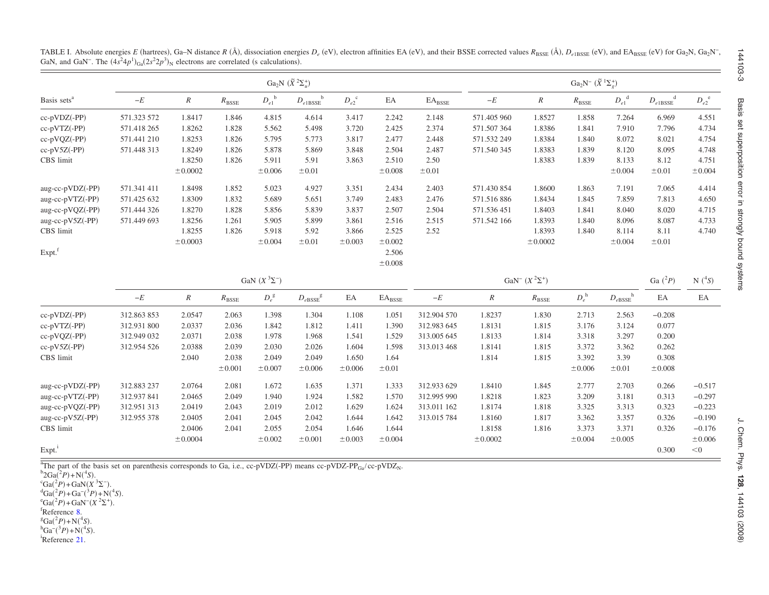TABLE I. Absolute energies $E$ (hartrees), Ga–N distance $R$ (Å), dissociation energies $D_e$ (eV), electron affinities EA (eV), and their BSSE corrected values $R_{BSSE}$ (Å), $D_{e1BSSE}$ (eV), and $EA_{BSSE}$ (eV) for $Ga_2N$, $Ga_2N^-$, GaN, and $GaN^-$. The $(4s^24p^1)_{Ga}(2s^22p^3)_N$ electrons are correlated (s calculations).

| Basis sets[a] | $Ga_2N$ ($\tilde{X}\,^2\Sigma_u^+$) | | | | | | | | $Ga_2N^-$ ($\tilde{X}\,^1\Sigma_g^+$) | | | | | |
|---|---|---|---|---|---|---|---|---|---|---|---|---|---|---|
| | $-E$ | $R$ | $R_{BSSE}$ | $D_{e1}$[b] | $D_{e1BSSE}$[b] | $D_{e2}$[c] | EA | $EA_{BSSE}$ | $-E$ | $R$ | $R_{BSSE}$ | $D_{e1}$[d] | $D_{e1BSSE}$[d] | $D_{e2}$[e] |
| cc-pVDZ(-PP) | 571.323 572 | 1.8417 | 1.846 | 4.815 | 4.614 | 3.417 | 2.242 | 2.148 | 571.405 960 | 1.8527 | 1.858 | 7.264 | 6.969 | 4.551 |
| cc-pVTZ(-PP) | 571.418 265 | 1.8262 | 1.828 | 5.562 | 5.498 | 3.720 | 2.425 | 2.374 | 571.507 364 | 1.8386 | 1.841 | 7.910 | 7.796 | 4.734 |
| cc-pVQZ(-PP) | 571.441 210 | 1.8253 | 1.826 | 5.795 | 5.773 | 3.817 | 2.477 | 2.448 | 571.532 249 | 1.8384 | 1.840 | 8.072 | 8.021 | 4.754 |
| cc-pV5Z(-PP) | 571.448 313 | 1.8249 | 1.826 | 5.878 | 5.869 | 3.848 | 2.504 | 2.487 | 571.540 345 | 1.8383 | 1.839 | 8.120 | 8.095 | 4.748 |
| CBS limit | | 1.8250 | 1.826 | 5.911 | 5.91 | 3.863 | 2.510 | 2.50 | | 1.8383 | 1.839 | 8.133 | 8.12 | 4.751 |
| | | ±0.0002 | | ±0.006 | ±0.01 | | ±0.008 | ±0.01 | | | | ±0.004 | ±0.01 | ±0.004 |
| aug-cc-pVDZ(-PP) | 571.341 411 | 1.8498 | 1.852 | 5.023 | 4.927 | 3.351 | 2.434 | 2.403 | 571.430 854 | 1.8600 | 1.863 | 7.191 | 7.065 | 4.414 |
| aug-cc-pVTZ(-PP) | 571.425 632 | 1.8309 | 1.832 | 5.689 | 5.651 | 3.749 | 2.483 | 2.476 | 571.516 886 | 1.8434 | 1.845 | 7.859 | 7.813 | 4.650 |
| aug-cc-pVQZ(-PP) | 571.444 326 | 1.8270 | 1.828 | 5.856 | 5.839 | 3.837 | 2.507 | 2.504 | 571.536 451 | 1.8403 | 1.841 | 8.040 | 8.020 | 4.715 |
| aug-cc-pV5Z(-PP) | 571.449 693 | 1.8256 | 1.261 | 5.905 | 5.899 | 3.861 | 2.516 | 2.515 | 571.542 166 | 1.8393 | 1.840 | 8.096 | 8.087 | 4.733 |
| CBS limit | | 1.8255 | 1.826 | 5.918 | 5.92 | 3.866 | 2.525 | 2.52 | | 1.8393 | 1.840 | 8.114 | 8.11 | 4.740 |
| | | ±0.0003 | | ±0.004 | ±0.01 | ±0.003 | ±0.002 | | | ±0.0002 | | ±0.004 | ±0.01 | |
| Expt.[f] | | | | | | | 2.506 | | | | | | | |
| | | | | | | | ±0.008 | | | | | | | |

| | GaN ($X\,^3\Sigma^-$) | | | | | | | $GaN^-$ ($X\,^2\Sigma^+$) | | | | | Ga ($^2P$) | N ($^4S$) |
|---|---|---|---|---|---|---|---|---|---|---|---|---|---|---|
| | $-E$ | $R$ | $R_{BSSE}$ | $D_e$[g] | $D_{eBSSE}$[g] | EA | $EA_{BSSE}$ | $-E$ | $R$ | $R_{BSSE}$ | $D_e$[h] | $D_{eBSSE}$[h] | EA | EA |
| cc-pVDZ(-PP) | 312.863 853 | 2.0547 | 2.063 | 1.398 | 1.304 | 1.108 | 1.051 | 312.904 570 | 1.8237 | 1.830 | 2.713 | 2.563 | −0.208 | |
| cc-pVTZ(-PP) | 312.931 800 | 2.0337 | 2.036 | 1.842 | 1.812 | 1.411 | 1.390 | 312.983 645 | 1.8131 | 1.815 | 3.176 | 3.124 | 0.077 | |
| cc-pVQZ(-PP) | 312.949 032 | 2.0371 | 2.038 | 1.978 | 1.968 | 1.541 | 1.529 | 313.005 645 | 1.8133 | 1.814 | 3.318 | 3.297 | 0.200 | |
| cc-pV5Z(-PP) | 312.954 526 | 2.0388 | 2.039 | 2.030 | 2.026 | 1.604 | 1.598 | 313.013 468 | 1.8141 | 1.815 | 3.372 | 3.362 | 0.262 | |
| CBS limit | | 2.040 | 2.038 | 2.049 | 2.049 | 1.650 | 1.64 | | 1.814 | 1.815 | 3.392 | 3.39 | 0.308 | |
| | | | ±0.001 | ±0.007 | ±0.006 | ±0.006 | ±0.01 | | | | ±0.006 | ±0.01 | ±0.008 | |
| aug-cc-pVDZ(-PP) | 312.883 237 | 2.0764 | 2.081 | 1.672 | 1.635 | 1.371 | 1.333 | 312.933 629 | 1.8410 | 1.845 | 2.777 | 2.703 | 0.266 | −0.517 |
| aug-cc-pVTZ(-PP) | 312.937 841 | 2.0465 | 2.049 | 1.940 | 1.924 | 1.582 | 1.570 | 312.995 990 | 1.8218 | 1.823 | 3.209 | 3.181 | 0.313 | −0.297 |
| aug-cc-pVQZ(-PP) | 312.951 313 | 2.0419 | 2.043 | 2.019 | 2.012 | 1.629 | 1.624 | 313.011 162 | 1.8174 | 1.818 | 3.325 | 3.313 | 0.323 | −0.223 |
| aug-cc-pV5Z(-PP) | 312.955 378 | 2.0405 | 2.041 | 2.045 | 2.042 | 1.644 | 1.642 | 313.015 784 | 1.8160 | 1.817 | 3.362 | 3.357 | 0.326 | −0.190 |
| CBS limit | | 2.0406 | 2.041 | 2.055 | 2.054 | 1.646 | 1.644 | | 1.8158 | 1.816 | 3.373 | 3.371 | 0.326 | −0.176 |
| | | ±0.0004 | | ±0.002 | ±0.001 | ±0.003 | ±0.004 | | ±0.0002 | | ±0.004 | ±0.005 | | ±0.006 |
| Expt.[i] | | | | | | | | | | | | | 0.300 | <0 |

[a]The part of the basis set on parenthesis corresponds to Ga, i.e., cc-pVDZ(-PP) means cc-pVDZ-$PP_{Ga}$/cc-$pVDZ_N$.
[b]$2Ga(^2P)+N(^4S)$.
[c]$Ga(^2P)+GaN(X\,^3\Sigma^-)$.
[d]$Ga(^2P)+Ga^-(^3P)+N(^4S)$.
[e]$Ga(^2P)+GaN^-(X\,^2\Sigma^+)$.
[f]Reference 8.
[g]$Ga(^2P)+N(^4S)$.
[h]$Ga^-(^3P)+N(^4S)$.
[i]Reference 21.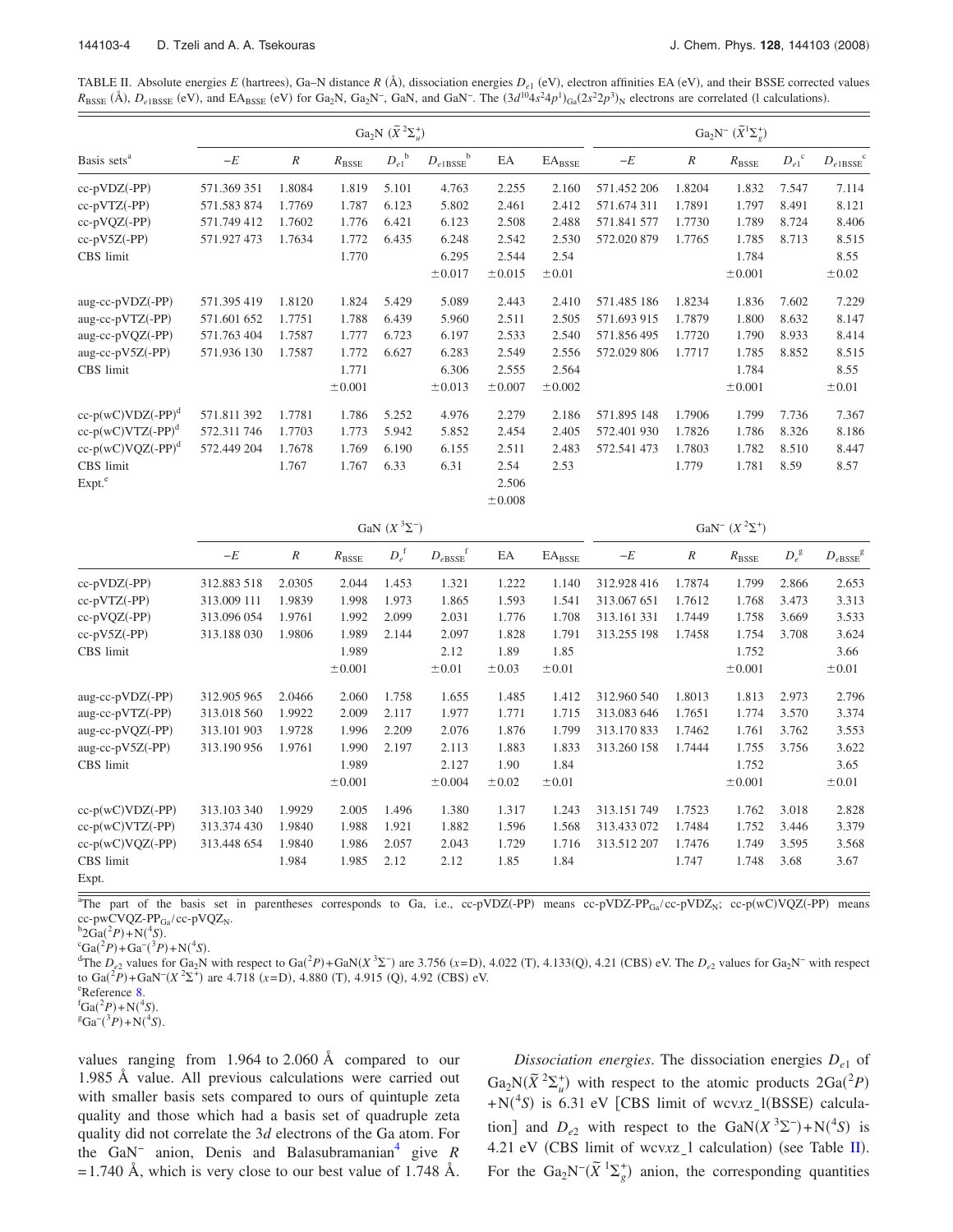TABLE II. Absolute energies $E$ (hartrees), Ga–N distance $R$ (Å), dissociation energies $D_{e1}$ (eV), electron affinities EA (eV), and their BSSE corrected values $R_{BSSE}$ (Å), $D_{e1BSSE}$ (eV), and $EA_{BSSE}$ (eV) for $Ga_2N$, $Ga_2N^-$, GaN, and $GaN^-$. The $(3d^{10}4s^24p^1)_{Ga}(2s^22p^3)_N$ electrons are correlated (l calculations).

| Basis sets[a] | $Ga_2N$ ($\tilde{X}\,^2\Sigma_u^+$) $-E$ | $R$ | $R_{BSSE}$ | $D_{e1}$[b] | $D_{e1BSSE}$[b] | EA | $EA_{BSSE}$ | $Ga_2N^-$ ($\tilde{X}\,^1\Sigma_g^+$) $-E$ | $R$ | $R_{BSSE}$ | $D_{e1}$[c] | $D_{e1BSSE}$[c] |
|---|---|---|---|---|---|---|---|---|---|---|---|---|
| cc-pVDZ(-PP) | 571.369 351 | 1.8084 | 1.819 | 5.101 | 4.763 | 2.255 | 2.160 | 571.452 206 | 1.8204 | 1.832 | 7.547 | 7.114 |
| cc-pVTZ(-PP) | 571.583 874 | 1.7769 | 1.787 | 6.123 | 5.802 | 2.461 | 2.412 | 571.674 311 | 1.7891 | 1.797 | 8.491 | 8.121 |
| cc-pVQZ(-PP) | 571.749 412 | 1.7602 | 1.776 | 6.421 | 6.123 | 2.508 | 2.488 | 571.841 577 | 1.7730 | 1.789 | 8.724 | 8.406 |
| cc-pV5Z(-PP) | 571.927 473 | 1.7634 | 1.772 | 6.435 | 6.248 | 2.542 | 2.530 | 572.020 879 | 1.7765 | 1.785 | 8.713 | 8.515 |
| CBS limit | | | 1.770 | | 6.295 | 2.544 | 2.54 | | | 1.784 | | 8.55 |
| | | | | | ±0.017 | ±0.015 | ±0.01 | | | ±0.001 | | ±0.02 |
| aug-cc-pVDZ(-PP) | 571.395 419 | 1.8120 | 1.824 | 5.429 | 5.089 | 2.443 | 2.410 | 571.485 186 | 1.8234 | 1.836 | 7.602 | 7.229 |
| aug-cc-pVTZ(-PP) | 571.601 652 | 1.7751 | 1.788 | 6.439 | 5.960 | 2.511 | 2.505 | 571.693 915 | 1.7879 | 1.800 | 8.632 | 8.147 |
| aug-cc-pVQZ(-PP) | 571.763 404 | 1.7587 | 1.777 | 6.723 | 6.197 | 2.533 | 2.540 | 571.856 495 | 1.7720 | 1.790 | 8.933 | 8.414 |
| aug-cc-pV5Z(-PP) | 571.936 130 | 1.7587 | 1.772 | 6.627 | 6.283 | 2.549 | 2.556 | 572.029 806 | 1.7717 | 1.785 | 8.852 | 8.515 |
| CBS limit | | | 1.771 | | 6.306 | 2.555 | 2.564 | | | 1.784 | | 8.55 |
| | | | ±0.001 | | ±0.013 | ±0.007 | ±0.002 | | | ±0.001 | | ±0.01 |
| cc-p(wC)VDZ(-PP)[d] | 571.811 392 | 1.7781 | 1.786 | 5.252 | 4.976 | 2.279 | 2.186 | 571.895 148 | 1.7906 | 1.799 | 7.736 | 7.367 |
| cc-p(wC)VTZ(-PP)[d] | 572.311 746 | 1.7703 | 1.773 | 5.942 | 5.852 | 2.454 | 2.405 | 572.401 930 | 1.7826 | 1.786 | 8.326 | 8.186 |
| cc-p(wC)VQZ(-PP)[d] | 572.449 204 | 1.7678 | 1.769 | 6.190 | 6.155 | 2.511 | 2.483 | 572.541 473 | 1.7803 | 1.782 | 8.510 | 8.447 |
| CBS limit | | 1.767 | 1.767 | 6.33 | 6.31 | 2.54 | 2.53 | | 1.779 | 1.781 | 8.59 | 8.57 |
| Expt.[e] | | | | | | 2.506 | | | | | | |
| | | | | | | ±0.008 | | | | | | |

| | GaN ($X\,^3\Sigma^-$) $-E$ | $R$ | $R_{BSSE}$ | $D_e$[f] | $D_{eBSSE}$[f] | EA | $EA_{BSSE}$ | $GaN^-$ ($X\,^2\Sigma^+$) $-E$ | $R$ | $R_{BSSE}$ | $D_e$[g] | $D_{eBSSE}$[g] |
|---|---|---|---|---|---|---|---|---|---|---|---|---|
| cc-pVDZ(-PP) | 312.883 518 | 2.0305 | 2.044 | 1.453 | 1.321 | 1.222 | 1.140 | 312.928 416 | 1.7874 | 1.799 | 2.866 | 2.653 |
| cc-pVTZ(-PP) | 313.009 111 | 1.9839 | 1.998 | 1.973 | 1.865 | 1.593 | 1.541 | 313.067 651 | 1.7612 | 1.768 | 3.473 | 3.313 |
| cc-pVQZ(-PP) | 313.096 054 | 1.9761 | 1.992 | 2.099 | 2.031 | 1.776 | 1.708 | 313.161 331 | 1.7449 | 1.758 | 3.669 | 3.533 |
| cc-pV5Z(-PP) | 313.188 030 | 1.9806 | 1.989 | 2.144 | 2.097 | 1.828 | 1.791 | 313.255 198 | 1.7458 | 1.754 | 3.708 | 3.624 |
| CBS limit | | | 1.989 | | 2.12 | 1.89 | 1.85 | | | 1.752 | | 3.66 |
| | | | ±0.001 | | ±0.01 | ±0.03 | ±0.01 | | | ±0.001 | | ±0.01 |
| aug-cc-pVDZ(-PP) | 312.905 965 | 2.0466 | 2.060 | 1.758 | 1.655 | 1.485 | 1.412 | 312.960 540 | 1.8013 | 1.813 | 2.973 | 2.796 |
| aug-cc-pVTZ(-PP) | 313.018 560 | 1.9922 | 2.009 | 2.117 | 1.977 | 1.771 | 1.715 | 313.083 646 | 1.7651 | 1.774 | 3.570 | 3.374 |
| aug-cc-pVQZ(-PP) | 313.101 903 | 1.9728 | 1.996 | 2.209 | 2.076 | 1.876 | 1.799 | 313.170 833 | 1.7462 | 1.761 | 3.762 | 3.553 |
| aug-cc-pV5Z(-PP) | 313.190 956 | 1.9761 | 1.990 | 2.197 | 2.113 | 1.883 | 1.833 | 313.260 158 | 1.7444 | 1.755 | 3.756 | 3.622 |
| CBS limit | | | 1.989 | | 2.127 | 1.90 | 1.84 | | | 1.752 | | 3.65 |
| | | | ±0.001 | | ±0.004 | ±0.02 | ±0.01 | | | ±0.001 | | ±0.01 |
| cc-p(wC)VDZ(-PP) | 313.103 340 | 1.9929 | 2.005 | 1.496 | 1.380 | 1.317 | 1.243 | 313.151 749 | 1.7523 | 1.762 | 3.018 | 2.828 |
| cc-p(wC)VTZ(-PP) | 313.374 430 | 1.9840 | 1.988 | 1.921 | 1.882 | 1.596 | 1.568 | 313.433 072 | 1.7484 | 1.752 | 3.446 | 3.379 |
| cc-p(wC)VQZ(-PP) | 313.448 654 | 1.9840 | 1.986 | 2.057 | 2.043 | 1.729 | 1.716 | 313.512 207 | 1.7476 | 1.749 | 3.595 | 3.568 |
| CBS limit | | 1.984 | 1.985 | 2.12 | 2.12 | 1.85 | 1.84 | | 1.747 | 1.748 | 3.68 | 3.67 |
| Expt. | | | | | | | | | | | | |

[a]The part of the basis set in parentheses corresponds to Ga, i.e., cc-pVDZ(-PP) means cc-pVDZ-PP$_{Ga}$/cc-pVDZ$_N$; cc-p(wC)VQZ(-PP) means cc-pwCVQZ-PP$_{Ga}$/cc-pVQZ$_N$.

[b]$2Ga(^2P)+N(^4S)$.

[c]$Ga(^2P)+Ga^-(^3P)+N(^4S)$.

[d]The $D_{e2}$ values for $Ga_2N$ with respect to $Ga(^2P)+GaN(X\,^3\Sigma^-)$ are 3.756 ($x$=D), 4.022 (T), 4.133(Q), 4.21 (CBS) eV. The $D_{e2}$ values for $Ga_2N^-$ with respect to $Ga(^2P)+GaN^-(X\,^2\Sigma^+)$ are 4.718 ($x$=D), 4.880 (T), 4.915 (Q), 4.92 (CBS) eV.

[e]Reference 8.

[f]$Ga(^2P)+N(^4S)$.

[g]$Ga^-(^3P)+N(^4S)$.

values ranging from 1.964 to 2.060 Å compared to our 1.985 Å value. All previous calculations were carried out with smaller basis sets compared to ours of quintuple zeta quality and those which had a basis set of quadruple zeta quality did not correlate the 3$d$ electrons of the Ga atom. For the $GaN^-$ anion, Denis and Balasubramanian[4] give $R$ =1.740 Å, which is very close to our best value of 1.748 Å.

*Dissociation energies*. The dissociation energies $D_{e1}$ of $Ga_2N(\tilde{X}\,^2\Sigma_u^+)$ with respect to the atomic products $2Ga(^2P)$ $+N(^4S)$ is 6.31 eV [CBS limit of wcv$xz$_l(BSSE) calculation] and $D_{e2}$ with respect to the $GaN(X\,^3\Sigma^-)+N(^4S)$ is 4.21 eV (CBS limit of wcv$xz$_l calculation) (see Table II). For the $Ga_2N^-(\tilde{X}\,^1\Sigma_g^+)$ anion, the corresponding quantities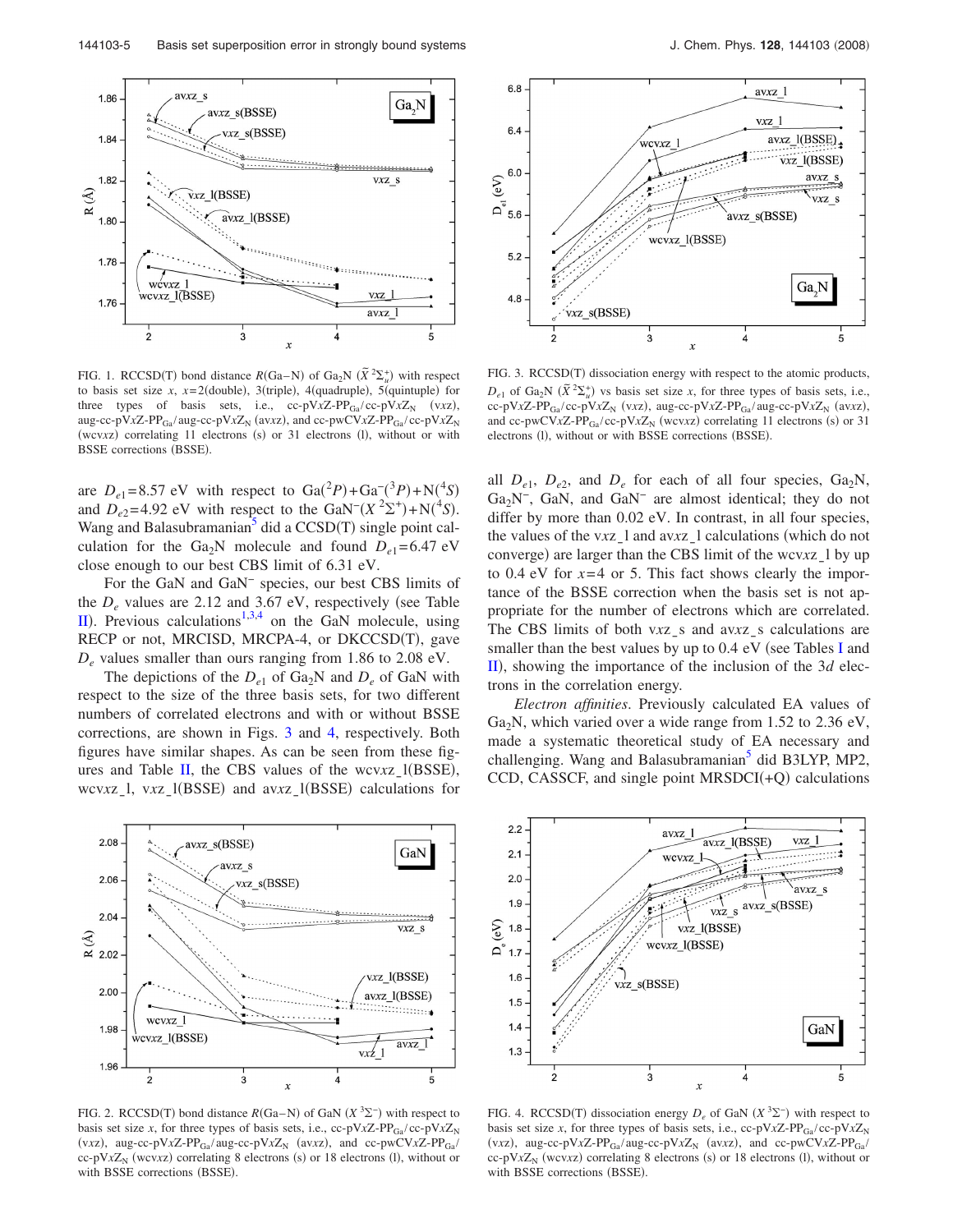FIG. 1. RCCSD(T) bond distance $R$(Ga–N) of $Ga_2N$ ($\tilde{X}\,^2\Sigma_u^+$) with respect to basis set size $x$, $x$=2(double), 3(triple), 4(quadruple), 5(quintuple) for three types of basis sets, i.e., cc-pV$x$Z-PP$_{Ga}$/cc-pV$x$Z$_N$ (v$xz$), aug-cc-pV$x$Z-PP$_{Ga}$/aug-cc-pV$x$Z$_N$ (av$xz$), and cc-pwCV$x$Z-PP$_{Ga}$/cc-pV$x$Z$_N$ (wcv$xz$) correlating 11 electrons (s) or 31 electrons (l), without or with BSSE corrections (BSSE).

FIG. 3. RCCSD(T) dissociation energy with respect to the atomic products, $D_{e1}$ of $Ga_2N$ ($\tilde{X}\,^2\Sigma_u^+$) vs basis set size $x$, for three types of basis sets, i.e., cc-pV$x$Z-PP$_{Ga}$/cc-pV$x$Z$_N$ (v$xz$), aug-cc-pV$x$Z-PP$_{Ga}$/aug-cc-pV$x$Z$_N$ (av$xz$), and cc-pwCV$x$Z-PP$_{Ga}$/cc-pV$x$Z$_N$ (wcv$xz$) correlating 11 electrons (s) or 31 electrons (l), without or with BSSE corrections (BSSE).

are $D_{e1}$=8.57 eV with respect to Ga($^2P$)+Ga$^-$($^3P$)+N($^4S$) and $D_{e2}$=4.92 eV with respect to the GaN$^-$($X\,^2\Sigma^+$)+N($^4S$). Wang and Balasubramanian[5] did a CCSD(T) single point calculation for the $Ga_2N$ molecule and found $D_{e1}$=6.47 eV close enough to our best CBS limit of 6.31 eV.

For the GaN and GaN$^-$ species, our best CBS limits of the $D_e$ values are 2.12 and 3.67 eV, respectively (see Table II). Previous calculations[1,3,4] on the GaN molecule, using RECP or not, MRCISD, MRCPA-4, or DKCCSD(T), gave $D_e$ values smaller than ours ranging from 1.86 to 2.08 eV.

The depictions of the $D_{e1}$ of $Ga_2N$ and $D_e$ of GaN with respect to the size of the three basis sets, for two different numbers of correlated electrons and with or without BSSE corrections, are shown in Figs. 3 and 4, respectively. Both figures have similar shapes. As can be seen from these figures and Table II, the CBS values of the wcv$xz$_l(BSSE), wcv$xz$_l, v$xz$_l(BSSE) and av$xz$_l(BSSE) calculations for all $D_{e1}$, $D_{e2}$, and $D_e$ for each of all four species, $Ga_2N$, $Ga_2N^-$, GaN, and GaN$^-$ are almost identical; they do not differ by more than 0.02 eV. In contrast, in all four species, the values of the v$xz$_l and av$xz$_l calculations (which do not converge) are larger than the CBS limit of the wcv$xz$_l by up to 0.4 eV for $x$=4 or 5. This fact shows clearly the importance of the BSSE correction when the basis set is not appropriate for the number of electrons which are correlated. The CBS limits of both v$xz$_s and av$xz$_s calculations are smaller than the best values by up to 0.4 eV (see Tables I and II), showing the importance of the inclusion of the 3$d$ electrons in the correlation energy.

*Electron affinities*. Previously calculated EA values of $Ga_2N$, which varied over a wide range from 1.52 to 2.36 eV, made a systematic theoretical study of EA necessary and challenging. Wang and Balasubramanian[5] did B3LYP, MP2, CCD, CASSCF, and single point MRSDCI(+Q) calculations

FIG. 2. RCCSD(T) bond distance $R$(Ga–N) of GaN ($X\,^3\Sigma^-$) with respect to basis set size $x$, for three types of basis sets, i.e., cc-pV$x$Z-PP$_{Ga}$/cc-pV$x$Z$_N$ (v$xz$), aug-cc-pV$x$Z-PP$_{Ga}$/aug-cc-pV$x$Z$_N$ (av$xz$), and cc-pwCV$x$Z-PP$_{Ga}$/cc-pV$x$Z$_N$ (wcv$xz$) correlating 8 electrons (s) or 18 electrons (l), without or with BSSE corrections (BSSE).

FIG. 4. RCCSD(T) dissociation energy $D_e$ of GaN ($X\,^3\Sigma^-$) with respect to basis set size $x$, for three types of basis sets, i.e., cc-pV$x$Z-PP$_{Ga}$/cc-pV$x$Z$_N$ (v$xz$), aug-cc-pV$x$Z-PP$_{Ga}$/aug-cc-pV$x$Z$_N$ (av$xz$), and cc-pwCV$x$Z-PP$_{Ga}$/cc-pV$x$Z$_N$ (wcv$xz$) correlating 8 electrons (s) or 18 electrons (l), without or with BSSE corrections (BSSE).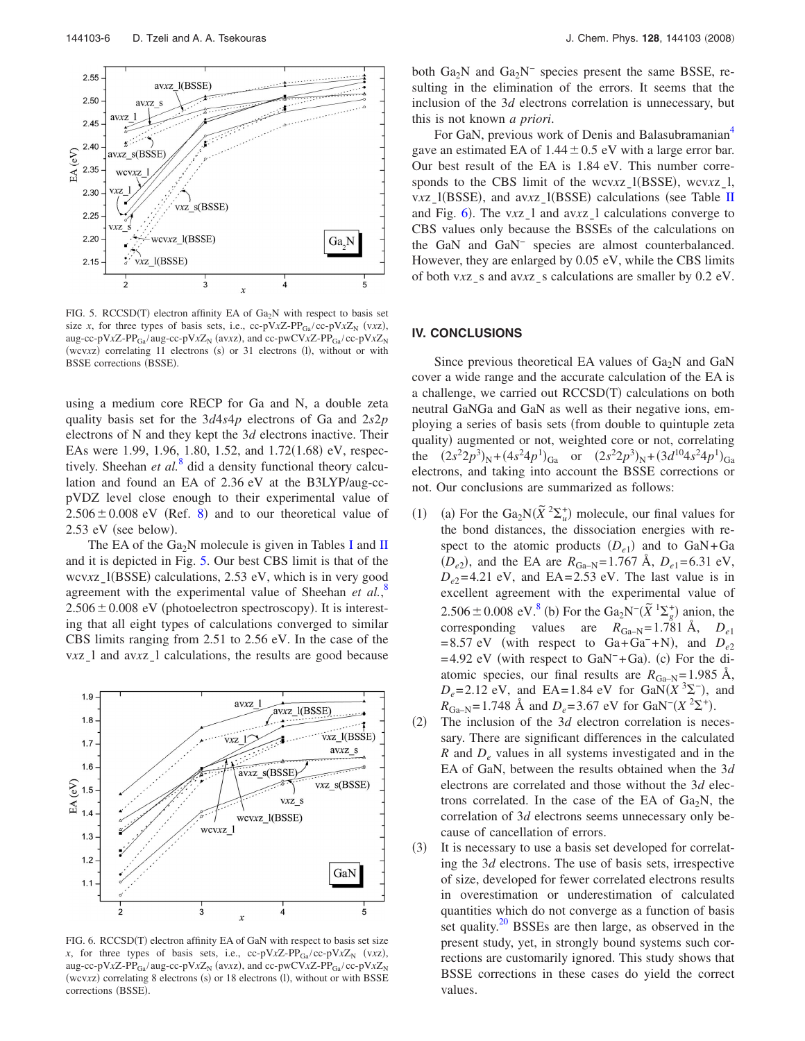FIG. 5. RCCSD(T) electron affinity EA of $Ga_2N$ with respect to basis set size $x$, for three types of basis sets, i.e., cc-pV$x$Z-PP$_{Ga}$/cc-pV$x$Z$_N$ (v$xz$), aug-cc-pV$x$Z-PP$_{Ga}$/aug-cc-pV$x$Z$_N$ (av$xz$), and cc-pwCV$x$Z-PP$_{Ga}$/cc-pV$x$Z$_N$ (wcv$xz$) correlating 11 electrons (s) or 31 electrons (l), without or with BSSE corrections (BSSE).

using a medium core RECP for Ga and N, a double zeta quality basis set for the $3d4s4p$ electrons of Ga and $2s2p$ electrons of N and they kept the $3d$ electrons inactive. Their EAs were 1.99, 1.96, 1.80, 1.52, and 1.72(1.68) eV, respectively. Sheehan *et al.*[8] did a density functional theory calculation and found an EA of 2.36 eV at the B3LYP/aug-cc-pVDZ level close enough to their experimental value of $2.506 \pm 0.008$ eV (Ref. 8) and to our theoretical value of 2.53 eV (see below).

The EA of the $Ga_2N$ molecule is given in Tables I and II and it is depicted in Fig. 5. Our best CBS limit is that of the wcv$xz$_l(BSSE) calculations, 2.53 eV, which is in very good agreement with the experimental value of Sheehan *et al.*,[8] $2.506 \pm 0.008$ eV (photoelectron spectroscopy). It is interesting that all eight types of calculations converged to similar CBS limits ranging from 2.51 to 2.56 eV. In the case of the v$xz$_l and av$xz$_l calculations, the results are good because both $Ga_2N$ and $Ga_2N^-$ species present the same BSSE, resulting in the elimination of the errors. It seems that the inclusion of the $3d$ electrons correlation is unnecessary, but this is not known *a priori*.

For GaN, previous work of Denis and Balasubramanian[4] gave an estimated EA of $1.44 \pm 0.5$ eV with a large error bar. Our best result of the EA is 1.84 eV. This number corresponds to the CBS limit of the wcv$xz$_l(BSSE), wcv$xz$_l, v$xz$_l(BSSE), and av$xz$_l(BSSE) calculations (see Table II and Fig. 6). The v$xz$_l and av$xz$_l calculations converge to CBS values only because the BSSEs of the calculations on the GaN and $GaN^-$ species are almost counterbalanced. However, they are enlarged by 0.05 eV, while the CBS limits of both v$xz$_s and av$xz$_s calculations are smaller by 0.2 eV.

FIG. 6. RCCSD(T) electron affinity EA of GaN with respect to basis set size $x$, for three types of basis sets, i.e., cc-pV$x$Z-PP$_{Ga}$/cc-pV$x$Z$_N$ (v$xz$), aug-cc-pV$x$Z-PP$_{Ga}$/aug-cc-pV$x$Z$_N$ (av$xz$), and cc-pwCV$x$Z-PP$_{Ga}$/cc-pV$x$Z$_N$ (wcv$xz$) correlating 8 electrons (s) or 18 electrons (l), without or with BSSE corrections (BSSE).

## IV. CONCLUSIONS

Since previous theoretical EA values of $Ga_2N$ and GaN cover a wide range and the accurate calculation of the EA is a challenge, we carried out RCCSD(T) calculations on both neutral GaNGa and GaN as well as their negative ions, employing a series of basis sets (from double to quintuple zeta quality) augmented or not, weighted core or not, correlating the $(2s^2 2p^3)_N + (4s^2 4p^1)_{Ga}$ or $(2s^2 2p^3)_N + (3d^{10} 4s^2 4p^1)_{Ga}$ electrons, and taking into account the BSSE corrections or not. Our conclusions are summarized as follows:

(1) (a) For the $Ga_2N(\tilde{X}\,^2\Sigma_u^+)$ molecule, our final values for the bond distances, the dissociation energies with respect to the atomic products ($D_{e1}$) and to GaN+Ga ($D_{e2}$), and the EA are $R_{Ga-N}=1.767$ Å, $D_{e1}=6.31$ eV, $D_{e2}=4.21$ eV, and EA=2.53 eV. The last value is in excellent agreement with the experimental value of $2.506 \pm 0.008$ eV.[8] (b) For the $Ga_2N^-(\tilde{X}\,^1\Sigma_g^+)$ anion, the corresponding values are $R_{Ga-N}=1.781$ Å, $D_{e1}=8.57$ eV (with respect to $Ga+Ga^-+N$), and $D_{e2}=4.92$ eV (with respect to $GaN^-+Ga$). (c) For the diatomic species, our final results are $R_{Ga-N}=1.985$ Å, $D_e=2.12$ eV, and EA=1.84 eV for $GaN(X\,^3\Sigma^-)$, and $R_{Ga-N}=1.748$ Å and $D_e=3.67$ eV for $GaN^-(X\,^2\Sigma^+)$.

(2) The inclusion of the $3d$ electron correlation is necessary. There are significant differences in the calculated $R$ and $D_e$ values in all systems investigated and in the EA of GaN, between the results obtained when the $3d$ electrons are correlated and those without the $3d$ electrons correlated. In the case of the EA of $Ga_2N$, the correlation of $3d$ electrons seems unnecessary only because of cancellation of errors.

(3) It is necessary to use a basis set developed for correlating the $3d$ electrons. The use of basis sets, irrespective of size, developed for fewer correlated electrons results in overestimation or underestimation of calculated quantities which do not converge as a function of basis set quality.[20] BSSEs are then large, as observed in the present study, yet, in strongly bound systems such corrections are customarily ignored. This study shows that BSSE corrections in these cases do yield the correct values.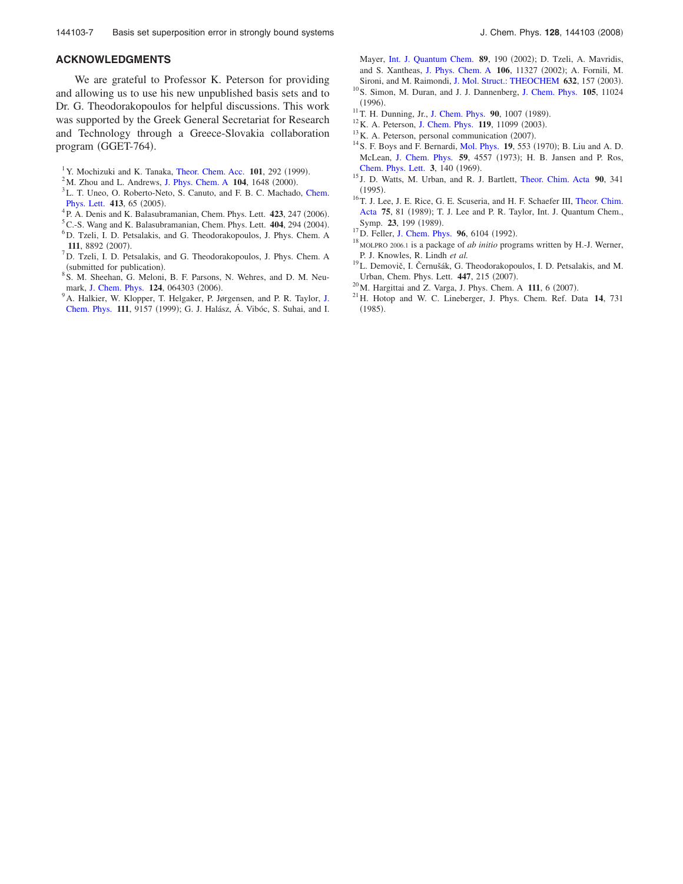## ACKNOWLEDGMENTS

We are grateful to Professor K. Peterson for providing and allowing us to use his new unpublished basis sets and to Dr. G. Theodorakopoulos for helpful discussions. This work was supported by the Greek General Secretariat for Research and Technology through a Greece-Slovakia collaboration program (GGET-764).

[1] Y. Mochizuki and K. Tanaka, Theor. Chem. Acc. **101**, 292 (1999).

[2] M. Zhou and L. Andrews, J. Phys. Chem. A **104**, 1648 (2000).

[3] L. T. Uneo, O. Roberto-Neto, S. Canuto, and F. B. C. Machado, Chem. Phys. Lett. **413**, 65 (2005).

[4] P. A. Denis and K. Balasubramanian, Chem. Phys. Lett. **423**, 247 (2006).

[5] C.-S. Wang and K. Balasubramanian, Chem. Phys. Lett. **404**, 294 (2004).

[6] D. Tzeli, I. D. Petsalakis, and G. Theodorakopoulos, J. Phys. Chem. A **111**, 8892 (2007).

[7] D. Tzeli, I. D. Petsalakis, and G. Theodorakopoulos, J. Phys. Chem. A (submitted for publication).

[8] S. M. Sheehan, G. Meloni, B. F. Parsons, N. Wehres, and D. M. Neumark, J. Chem. Phys. **124**, 064303 (2006).

[9] A. Halkier, W. Klopper, T. Helgaker, P. Jørgensen, and P. R. Taylor, J. Chem. Phys. **111**, 9157 (1999); G. J. Halász, Á. Vibóc, S. Suhai, and I. Mayer, Int. J. Quantum Chem. **89**, 190 (2002); D. Tzeli, A. Mavridis, and S. Xantheas, J. Phys. Chem. A **106**, 11327 (2002); A. Fornili, M. Sironi, and M. Raimondi, J. Mol. Struct.: THEOCHEM **632**, 157 (2003).

[10] S. Simon, M. Duran, and J. J. Dannenberg, J. Chem. Phys. **105**, 11024 (1996).

[11] T. H. Dunning, Jr., J. Chem. Phys. **90**, 1007 (1989).

[12] K. A. Peterson, J. Chem. Phys. **119**, 11099 (2003).

[13] K. A. Peterson, personal communication (2007).

[14] S. F. Boys and F. Bernardi, Mol. Phys. **19**, 553 (1970); B. Liu and A. D. McLean, J. Chem. Phys. **59**, 4557 (1973); H. B. Jansen and P. Ros, Chem. Phys. Lett. **3**, 140 (1969).

[15] J. D. Watts, M. Urban, and R. J. Bartlett, Theor. Chim. Acta **90**, 341 (1995).

[16] T. J. Lee, J. E. Rice, G. E. Scuseria, and H. F. Schaefer III, Theor. Chim. Acta **75**, 81 (1989); T. J. Lee and P. R. Taylor, Int. J. Quantum Chem., Symp. **23**, 199 (1989).

[17] D. Feller, J. Chem. Phys. **96**, 6104 (1992).

[18] MOLPRO 2006.1 is a package of *ab initio* programs written by H.-J. Werner, P. J. Knowles, R. Lindh *et al.*

[19] L. Demovič, I. Černušák, G. Theodorakopoulos, I. D. Petsalakis, and M. Urban, Chem. Phys. Lett. **447**, 215 (2007).

[20] M. Hargittai and Z. Varga, J. Phys. Chem. A **111**, 6 (2007).

[21] H. Hotop and W. C. Lineberger, J. Phys. Chem. Ref. Data **14**, 731 (1985).